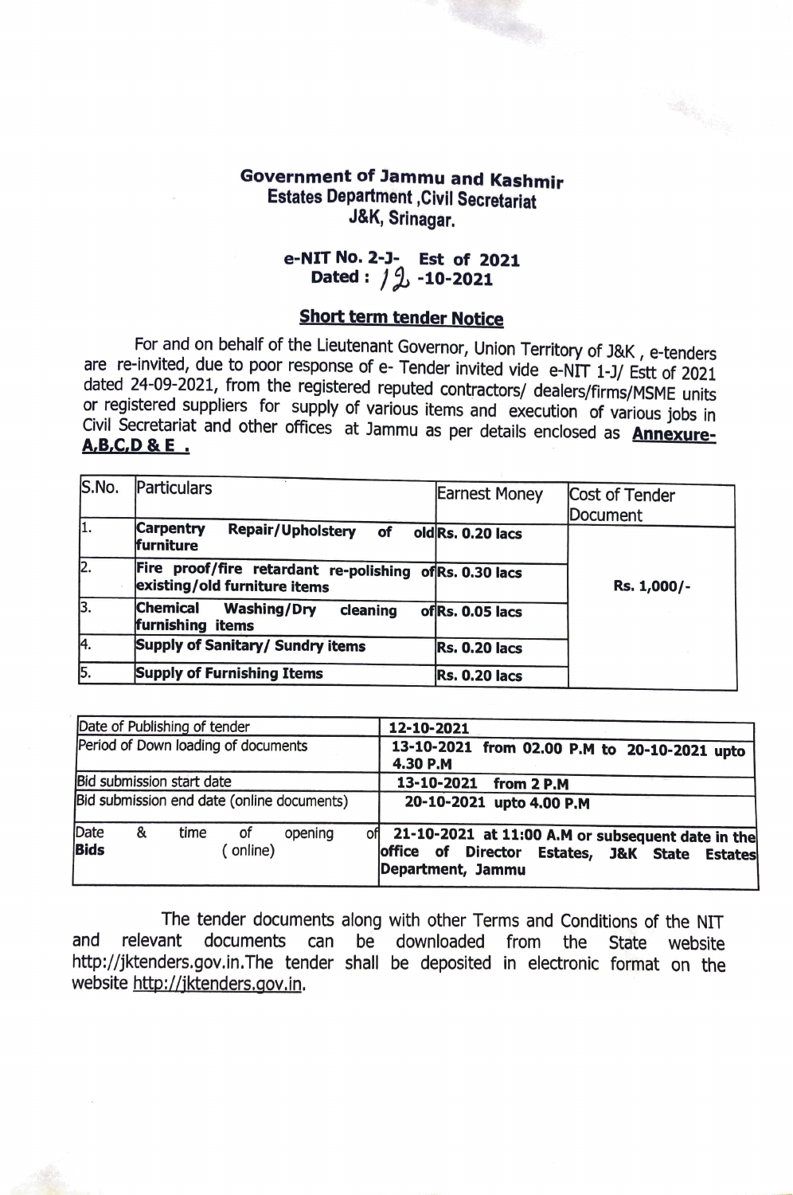**Government of Jammu and Kashmir**
**Estates Department ,Civil Secretariat**
**J&K, Srinagar.**

**e-NIT No. 2-J- Est of 2021**
**Dated : 12 -10-2021**

## Short term tender Notice

For and on behalf of the Lieutenant Governor, Union Territory of J&K , e-tenders are re-invited, due to poor response of e- Tender invited vide e-NIT 1-J/ Estt of 2021 dated 24-09-2021, from the registered reputed contractors/ dealers/firms/MSME units or registered suppliers for supply of various items and execution of various jobs in Civil Secretariat and other offices at Jammu as per details enclosed as **Annexure-A,B,C,D & E .**

| S.No. | Particulars | Earnest Money | Cost of Tender Document |
|---|---|---|---|
| 1. | **Carpentry Repair/Upholstery of old furniture** | **Rs. 0.20 lacs** | **Rs. 1,000/-** |
| 2. | **Fire proof/fire retardant re-polishing of existing/old furniture items** | **Rs. 0.30 lacs** | |
| 3. | **Chemical Washing/Dry cleaning of furnishing items** | **Rs. 0.05 lacs** | |
| 4. | **Supply of Sanitary/ Sundry items** | **Rs. 0.20 lacs** | |
| 5. | **Supply of Furnishing Items** | **Rs. 0.20 lacs** | |

| Date of Publishing of tender | **12-10-2021** |
|---|---|
| Period of Down loading of documents | **13-10-2021 from 02.00 P.M to 20-10-2021 upto 4.30 P.M** |
| Bid submission start date | **13-10-2021 from 2 P.M** |
| Bid submission end date (online documents) | **20-10-2021 upto 4.00 P.M** |
| Date & time of opening of **Bids** ( online) | **21-10-2021 at 11:00 A.M or subsequent date in the office of Director Estates, J&K State Estates Department, Jammu** |

The tender documents along with other Terms and Conditions of the NIT and relevant documents can be downloaded from the State website http://jktenders.gov.in.The tender shall be deposited in electronic format on the website http://jktenders.gov.in.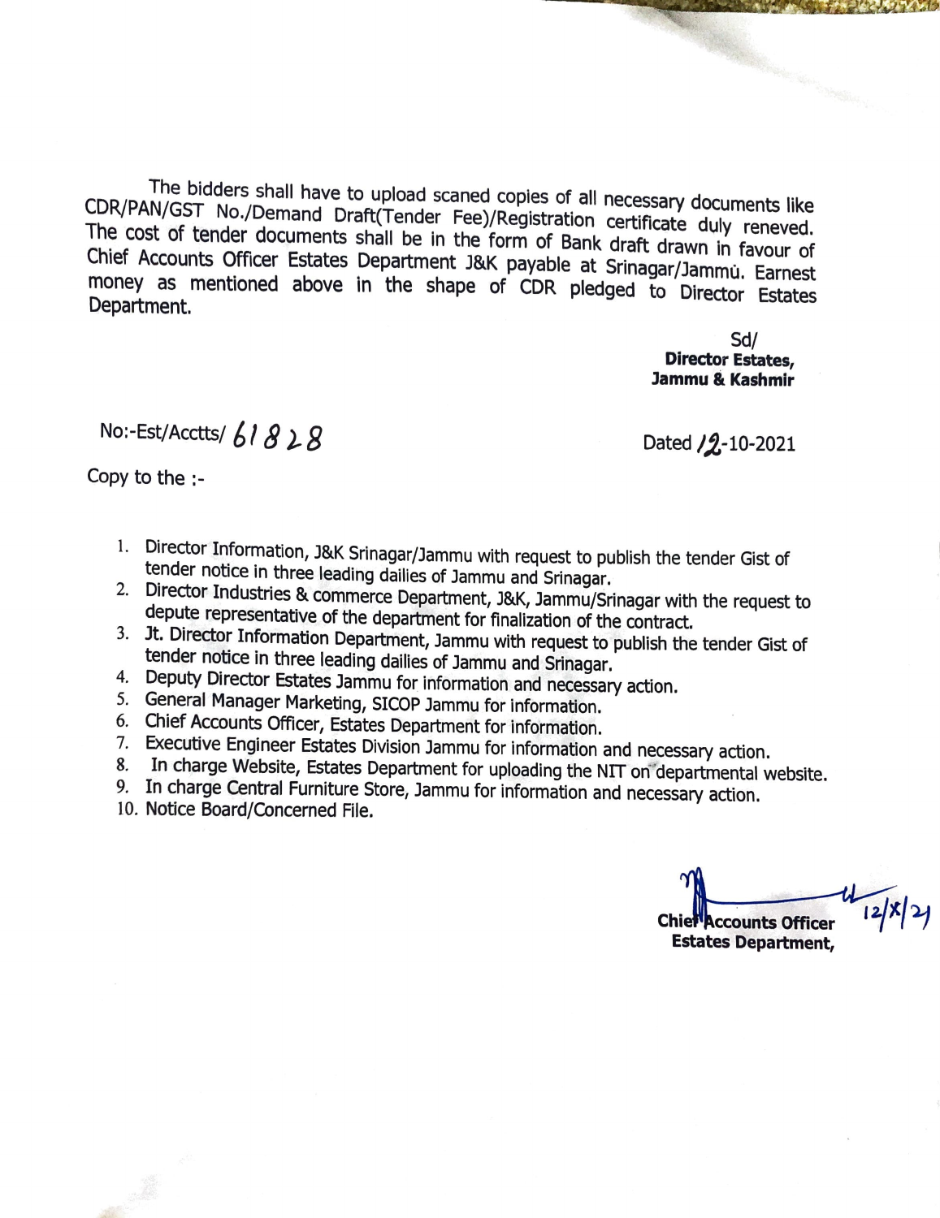The bidders shall have to upload scaned copies of all necessary documents like CDR/PAN/GST No./Demand Draft(Tender Fee)/Registration certificate duly reneved. The cost of tender documents shall be in the form of Bank draft drawn in favour of Chief Accounts Officer Estates Department J&K payable at Srinagar/Jammu. Earnest money as mentioned above in the shape of CDR pledged to Director Estates Department.

Sd/
**Director Estates,**
**Jammu & Kashmir**

No:-Est/Acctts/ 61828

Dated 12-10-2021

Copy to the :-

1. Director Information, J&K Srinagar/Jammu with request to publish the tender Gist of tender notice in three leading dailies of Jammu and Srinagar.
2. Director Industries & commerce Department, J&K, Jammu/Srinagar with the request to depute representative of the department for finalization of the contract.
3. Jt. Director Information Department, Jammu with request to publish the tender Gist of tender notice in three leading dailies of Jammu and Srinagar.
4. Deputy Director Estates Jammu for information and necessary action.
5. General Manager Marketing, SICOP Jammu for information.
6. Chief Accounts Officer, Estates Department for information.
7. Executive Engineer Estates Division Jammu for information and necessary action.
8. In charge Website, Estates Department for uploading the NIT on departmental website.
9. In charge Central Furniture Store, Jammu for information and necessary action.
10. Notice Board/Concerned File.

12/X/21

**Chief Accounts Officer**
**Estates Department,**